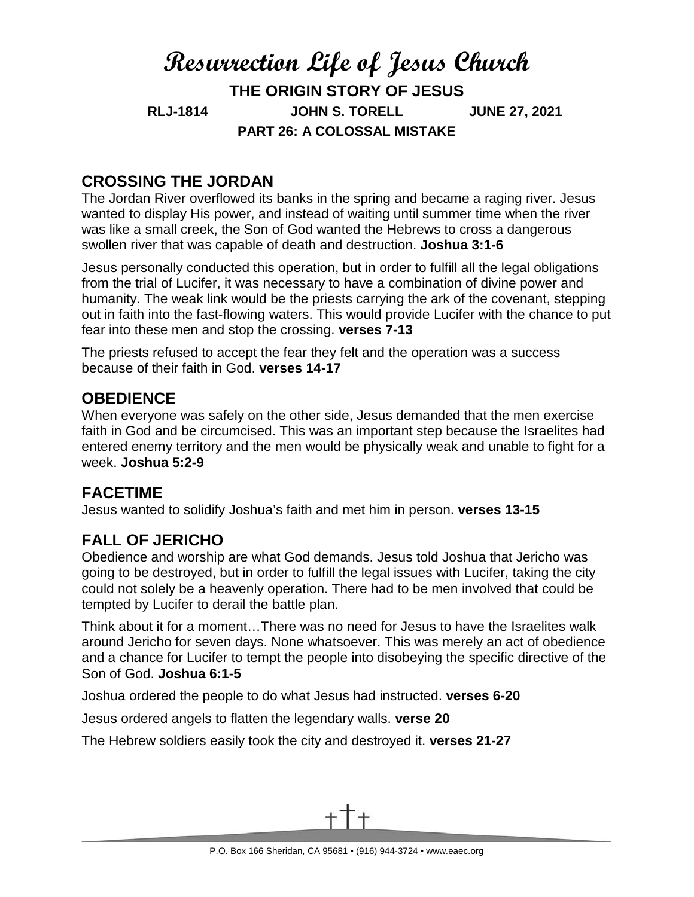# Resurrection Life of Jesus Church

**THE ORIGIN STORY OF JESUS**

**RLJ-1814 JOHN S. TORELL JUNE 27, 2021**

**PART 26: A COLOSSAL MISTAKE**

## CROSSING THE JORDAN

The Jordan River overflowed its banks in the spring and became a raging river. Jesus wanted to display His power, and instead of waiting until summer time when the river was like a small creek, the Son of God wanted the Hebrews to cross a dangerous swollen river that was capable of death and destruction. **Joshua 3:1-6**

Jesus personally conducted this operation, but in order to fulfill all the legal obligations from the trial of Lucifer, it was necessary to have a combination of divine power and humanity. The weak link would be the priests carrying the ark of the covenant, stepping out in faith into the fast-flowing waters. This would provide Lucifer with the chance to put fear into these men and stop the crossing. **verses 7-13**

The priests refused to accept the fear they felt and the operation was a success because of their faith in God. **verses 14-17**

## OBEDIENCE

When everyone was safely on the other side, Jesus demanded that the men exercise faith in God and be circumcised. This was an important step because the Israelites had entered enemy territory and the men would be physically weak and unable to fight for a week. **Joshua 5:2-9**

## FACETIME

Jesus wanted to solidify Joshua's faith and met him in person. **verses 13-15**

## FALL OF JERICHO

Obedience and worship are what God demands. Jesus told Joshua that Jericho was going to be destroyed, but in order to fulfill the legal issues with Lucifer, taking the city could not solely be a heavenly operation. There had to be men involved that could be tempted by Lucifer to derail the battle plan.

Think about it for a moment…There was no need for Jesus to have the Israelites walk around Jericho for seven days. None whatsoever. This was merely an act of obedience and a chance for Lucifer to tempt the people into disobeying the specific directive of the Son of God. **Joshua 6:1-5**

Joshua ordered the people to do what Jesus had instructed. **verses 6-20**

Jesus ordered angels to flatten the legendary walls. **verse 20**

The Hebrew soldiers easily took the city and destroyed it. **verses 21-27**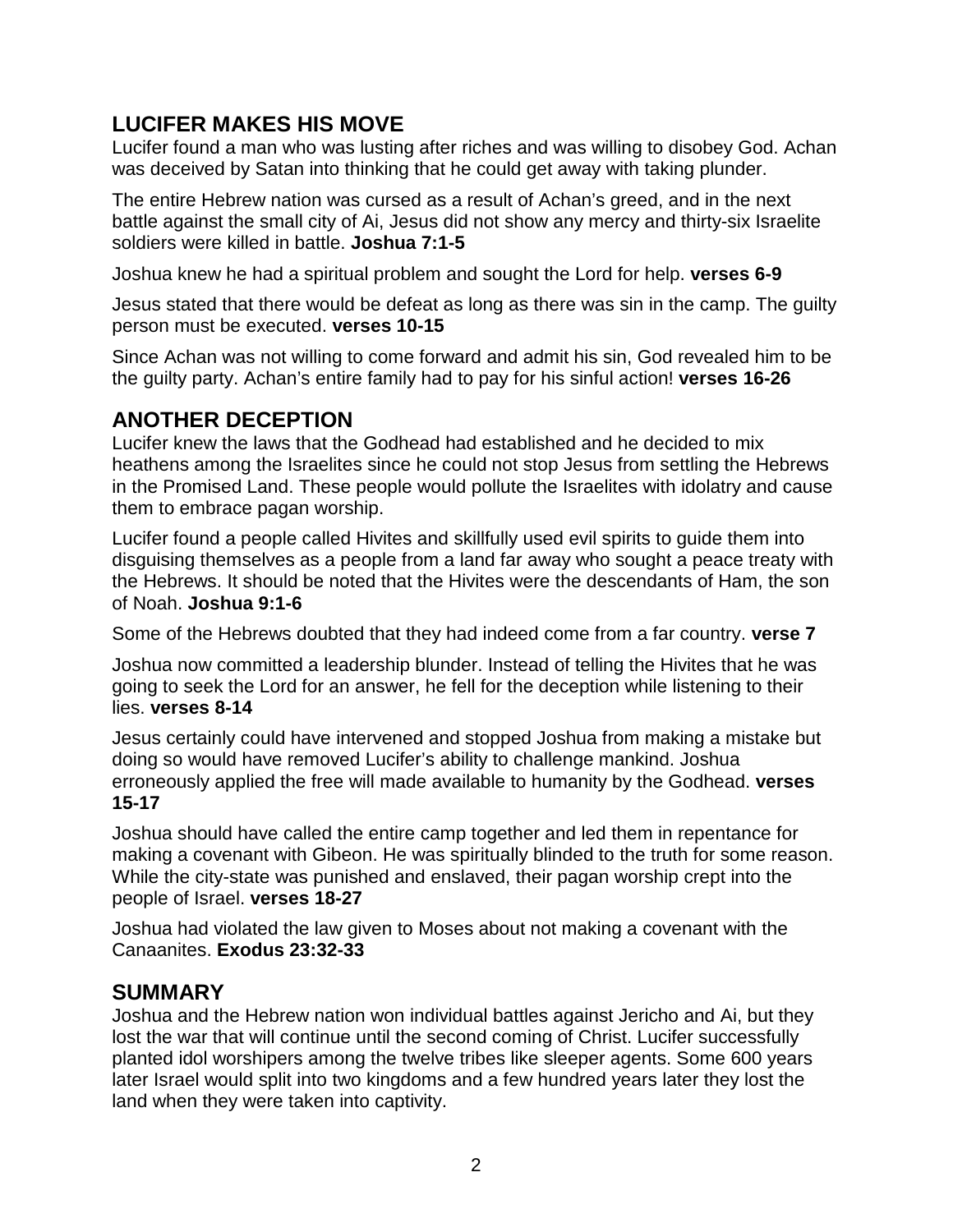## LUCIFER MAKES HIS MOVE

Lucifer found a man who was lusting after riches and was willing to disobey God. Achan was deceived by Satan into thinking that he could get away with taking plunder.

The entire Hebrew nation was cursed as a result of Achan's greed, and in the next battle against the small city of Ai, Jesus did not show any mercy and thirty-six Israelite soldiers were killed in battle. **Joshua 7:1-5**

Joshua knew he had a spiritual problem and sought the Lord for help. **verses 6-9**

Jesus stated that there would be defeat as long as there was sin in the camp. The guilty person must be executed. **verses 10-15**

Since Achan was not willing to come forward and admit his sin, God revealed him to be the guilty party. Achan's entire family had to pay for his sinful action! **verses 16-26**

## ANOTHER DECEPTION

Lucifer knew the laws that the Godhead had established and he decided to mix heathens among the Israelites since he could not stop Jesus from settling the Hebrews in the Promised Land. These people would pollute the Israelites with idolatry and cause them to embrace pagan worship.

Lucifer found a people called Hivites and skillfully used evil spirits to guide them into disguising themselves as a people from a land far away who sought a peace treaty with the Hebrews. It should be noted that the Hivites were the descendants of Ham, the son of Noah. **Joshua 9:1-6**

Some of the Hebrews doubted that they had indeed come from a far country. **verse 7**

Joshua now committed a leadership blunder. Instead of telling the Hivites that he was going to seek the Lord for an answer, he fell for the deception while listening to their lies. **verses 8-14**

Jesus certainly could have intervened and stopped Joshua from making a mistake but doing so would have removed Lucifer's ability to challenge mankind. Joshua erroneously applied the free will made available to humanity by the Godhead. **verses 15-17**

Joshua should have called the entire camp together and led them in repentance for making a covenant with Gibeon. He was spiritually blinded to the truth for some reason. While the city-state was punished and enslaved, their pagan worship crept into the people of Israel. **verses 18-27**

Joshua had violated the law given to Moses about not making a covenant with the Canaanites. **Exodus 23:32-33**

## SUMMARY

Joshua and the Hebrew nation won individual battles against Jericho and Ai, but they lost the war that will continue until the second coming of Christ. Lucifer successfully planted idol worshipers among the twelve tribes like sleeper agents. Some 600 years later Israel would split into two kingdoms and a few hundred years later they lost the land when they were taken into captivity.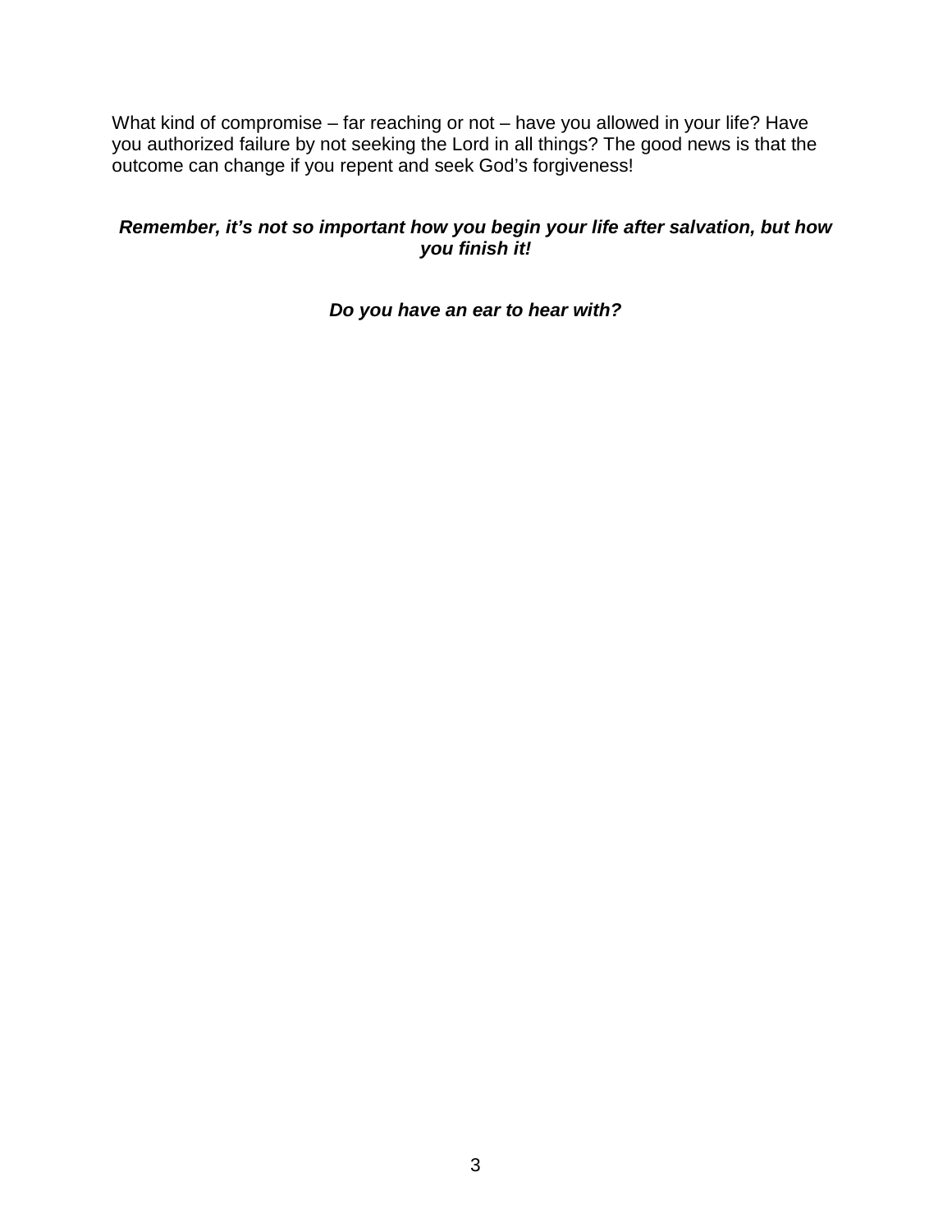What kind of compromise – far reaching or not – have you allowed in your life? Have you authorized failure by not seeking the Lord in all things? The good news is that the outcome can change if you repent and seek God's forgiveness!

***Remember, it's not so important how you begin your life after salvation, but how you finish it!***

***Do you have an ear to hear with?***